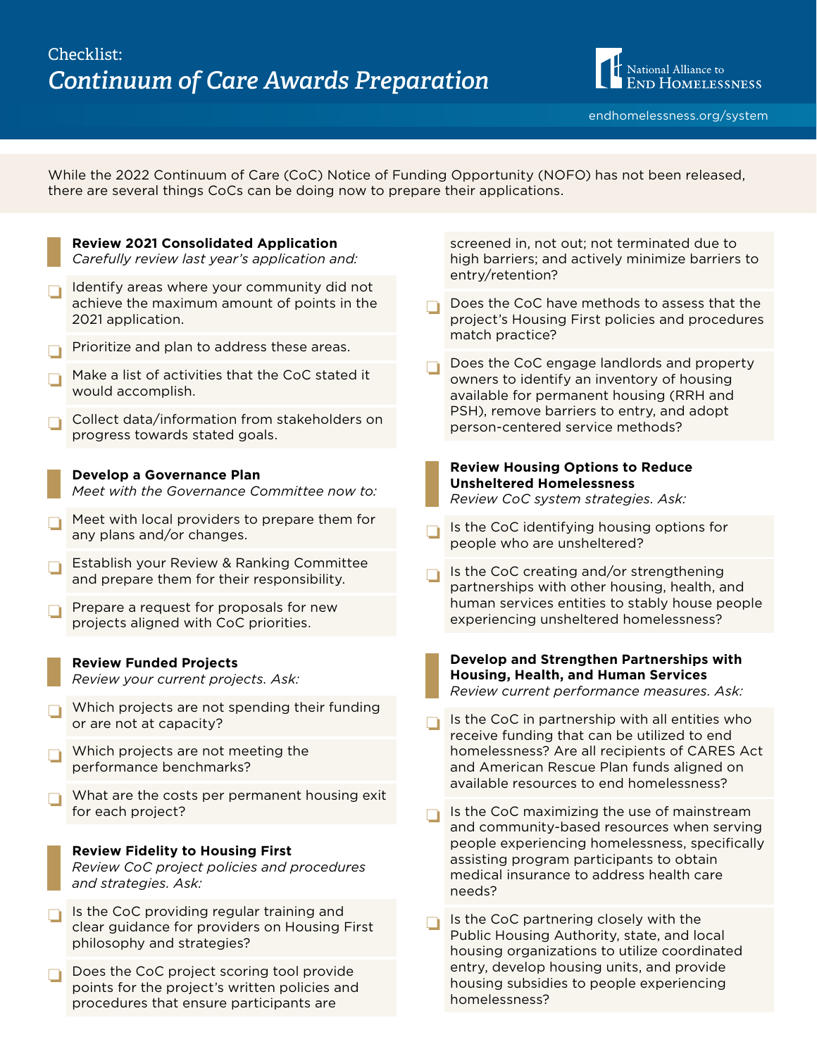Checklist:

# *Continuum of Care Awards Preparation*

National Alliance to End Homelessness

endhomelessness.org/system

While the 2022 Continuum of Care (CoC) Notice of Funding Opportunity (NOFO) has not been released, there are several things CoCs can be doing now to prepare their applications.

### Review 2021 Consolidated Application

*Carefully review last year's application and:*

- ❑ Identify areas where your community did not achieve the maximum amount of points in the 2021 application.
- ❑ Prioritize and plan to address these areas.
- ❑ Make a list of activities that the CoC stated it would accomplish.
- ❑ Collect data/information from stakeholders on progress towards stated goals.

### Develop a Governance Plan

*Meet with the Governance Committee now to:*

- ❑ Meet with local providers to prepare them for any plans and/or changes.
- ❑ Establish your Review & Ranking Committee and prepare them for their responsibility.
- ❑ Prepare a request for proposals for new projects aligned with CoC priorities.

### Review Funded Projects

*Review your current projects. Ask:*

- ❑ Which projects are not spending their funding or are not at capacity?
- ❑ Which projects are not meeting the performance benchmarks?
- ❑ What are the costs per permanent housing exit for each project?

### Review Fidelity to Housing First

*Review CoC project policies and procedures and strategies. Ask:*

- ❑ Is the CoC providing regular training and clear guidance for providers on Housing First philosophy and strategies?
- ❑ Does the CoC project scoring tool provide points for the project's written policies and procedures that ensure participants are screened in, not out; not terminated due to high barriers; and actively minimize barriers to entry/retention?
- ❑ Does the CoC have methods to assess that the project's Housing First policies and procedures match practice?
- ❑ Does the CoC engage landlords and property owners to identify an inventory of housing available for permanent housing (RRH and PSH), remove barriers to entry, and adopt person-centered service methods?

### Review Housing Options to Reduce Unsheltered Homelessness

*Review CoC system strategies. Ask:*

- ❑ Is the CoC identifying housing options for people who are unsheltered?
- ❑ Is the CoC creating and/or strengthening partnerships with other housing, health, and human services entities to stably house people experiencing unsheltered homelessness?

### Develop and Strengthen Partnerships with Housing, Health, and Human Services

*Review current performance measures. Ask:*

- ❑ Is the CoC in partnership with all entities who receive funding that can be utilized to end homelessness? Are all recipients of CARES Act and American Rescue Plan funds aligned on available resources to end homelessness?
- ❑ Is the CoC maximizing the use of mainstream and community-based resources when serving people experiencing homelessness, specifically assisting program participants to obtain medical insurance to address health care needs?
- ❑ Is the CoC partnering closely with the Public Housing Authority, state, and local housing organizations to utilize coordinated entry, develop housing units, and provide housing subsidies to people experiencing homelessness?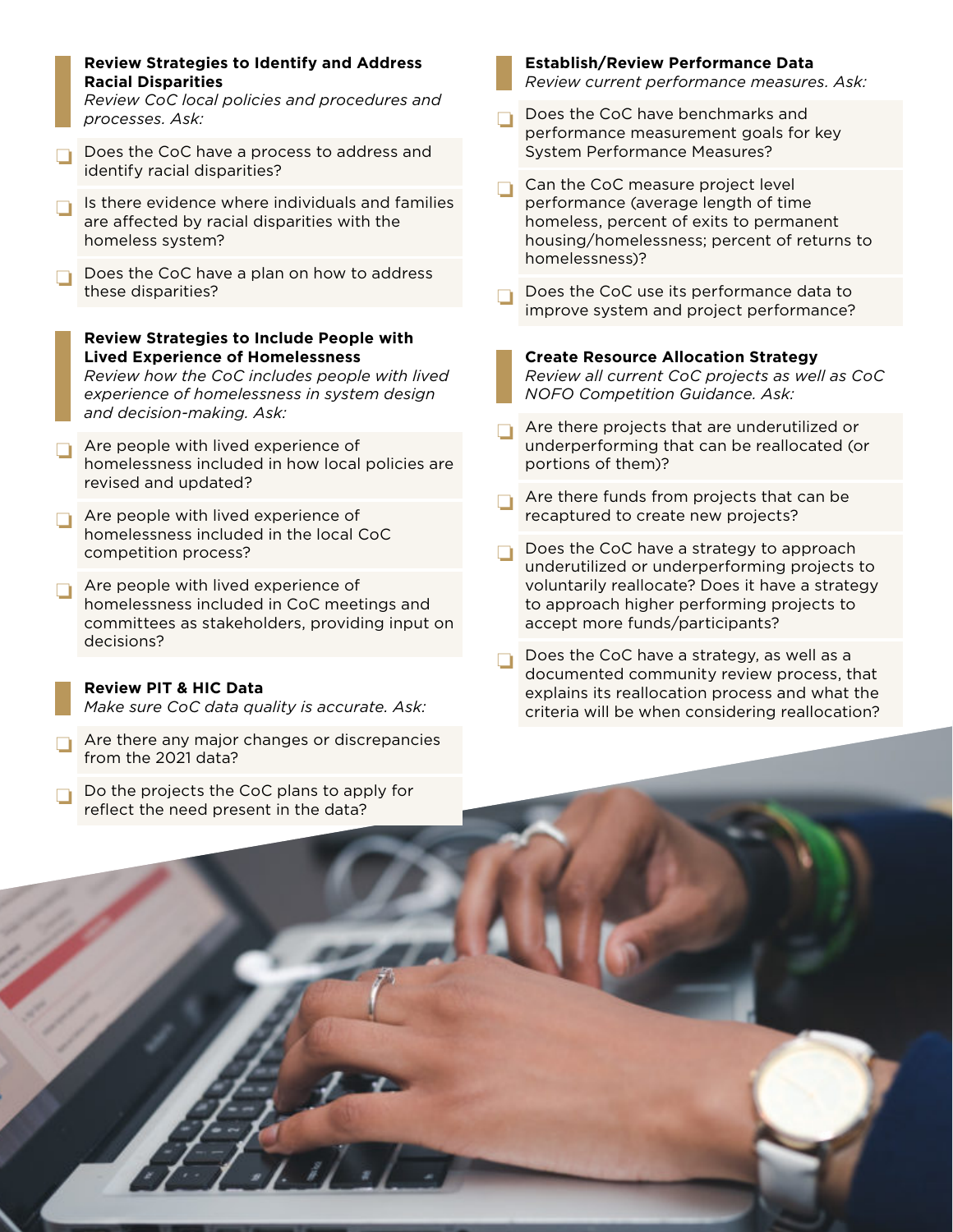### Review Strategies to Identify and Address Racial Disparities

*Review CoC local policies and procedures and processes. Ask:*

- ❑ Does the CoC have a process to address and identify racial disparities?
- ❑ Is there evidence where individuals and families are affected by racial disparities with the homeless system?
- ❑ Does the CoC have a plan on how to address these disparities?

### Review Strategies to Include People with Lived Experience of Homelessness

*Review how the CoC includes people with lived experience of homelessness in system design and decision-making. Ask:*

- ❑ Are people with lived experience of homelessness included in how local policies are revised and updated?
- ❑ Are people with lived experience of homelessness included in the local CoC competition process?
- ❑ Are people with lived experience of homelessness included in CoC meetings and committees as stakeholders, providing input on decisions?

### Review PIT & HIC Data

*Make sure CoC data quality is accurate. Ask:*

- ❑ Are there any major changes or discrepancies from the 2021 data?
- ❑ Do the projects the CoC plans to apply for reflect the need present in the data?

### Establish/Review Performance Data

*Review current performance measures. Ask:*

- ❑ Does the CoC have benchmarks and performance measurement goals for key System Performance Measures?
- ❑ Can the CoC measure project level performance (average length of time homeless, percent of exits to permanent housing/homelessness; percent of returns to homelessness)?
- ❑ Does the CoC use its performance data to improve system and project performance?

### Create Resource Allocation Strategy

*Review all current CoC projects as well as CoC NOFO Competition Guidance. Ask:*

- ❑ Are there projects that are underutilized or underperforming that can be reallocated (or portions of them)?
- ❑ Are there funds from projects that can be recaptured to create new projects?
- ❑ Does the CoC have a strategy to approach underutilized or underperforming projects to voluntarily reallocate? Does it have a strategy to approach higher performing projects to accept more funds/participants?
- ❑ Does the CoC have a strategy, as well as a documented community review process, that explains its reallocation process and what the criteria will be when considering reallocation?